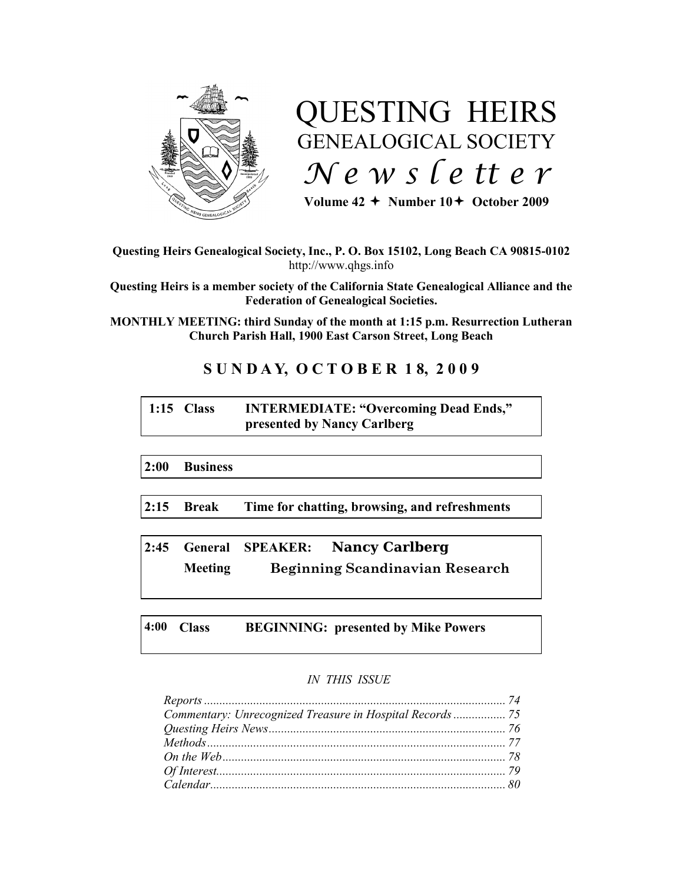# QUESTING HEIRS
## GENEALOGICAL SOCIETY
## *Newsletter*

**Volume 42 ✦ Number 10 ✦ October 2009**

**Questing Heirs Genealogical Society, Inc., P. O. Box 15102, Long Beach CA 90815-0102**
http://www.qhgs.info

**Questing Heirs is a member society of the California State Genealogical Alliance and the Federation of Genealogical Societies.**

**MONTHLY MEETING: third Sunday of the month at 1:15 p.m. Resurrection Lutheran Church Parish Hall, 1900 East Carson Street, Long Beach**

## SUNDAY, OCTOBER 18, 2009

| | | |
|---|---|---|
| **1:15** | **Class** | **INTERMEDIATE: "Overcoming Dead Ends," presented by Nancy Carlberg** |
| **2:00** | **Business** | |
| **2:15** | **Break** | **Time for chatting, browsing, and refreshments** |
| **2:45** | **General Meeting** | **SPEAKER: Nancy Carlberg** **Beginning Scandinavian Research** |
| **4:00** | **Class** | **BEGINNING: presented by Mike Powers** |

*IN THIS ISSUE*

*Reports* ...... 74
*Commentary: Unrecognized Treasure in Hospital Records* ...... 75
*Questing Heirs News* ...... 76
*Methods* ...... 77
*On the Web* ...... 78
*Of Interest* ...... 79
*Calendar* ...... 80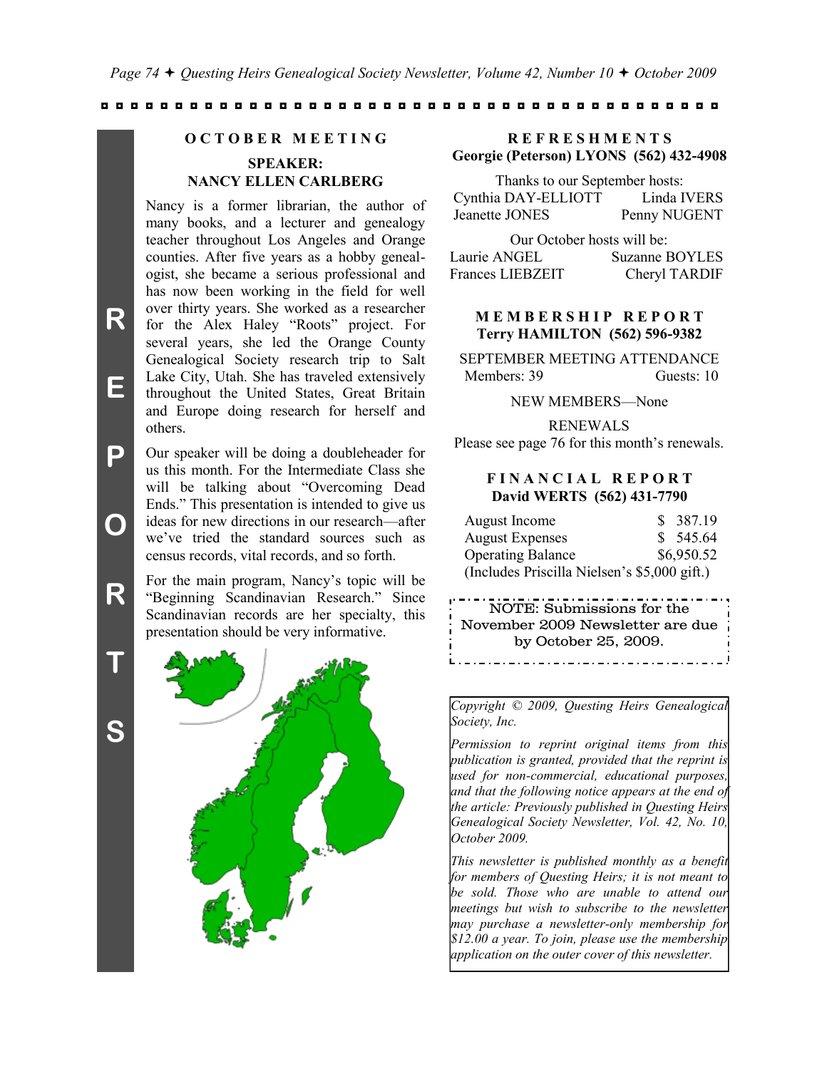## OCTOBER MEETING

### SPEAKER: NANCY ELLEN CARLBERG

Nancy is a former librarian, the author of many books, and a lecturer and genealogy teacher throughout Los Angeles and Orange counties. After five years as a hobby genealogist, she became a serious professional and has now been working in the field for well over thirty years. She worked as a researcher for the Alex Haley "Roots" project. For several years, she led the Orange County Genealogical Society research trip to Salt Lake City, Utah. She has traveled extensively throughout the United States, Great Britain and Europe doing research for herself and others.

Our speaker will be doing a doubleheader for us this month. For the Intermediate Class she will be talking about "Overcoming Dead Ends." This presentation is intended to give us ideas for new directions in our research—after we've tried the standard sources such as census records, vital records, and so forth.

For the main program, Nancy's topic will be "Beginning Scandinavian Research." Since Scandinavian records are her specialty, this presentation should be very informative.

## REFRESHMENTS

**Georgie (Peterson) LYONS (562) 432-4908**

Thanks to our September hosts:

Cynthia DAY-ELLIOTT, Linda IVERS, Jeanette JONES, Penny NUGENT

Our October hosts will be:

Laurie ANGEL, Suzanne BOYLES, Frances LIEBZEIT, Cheryl TARDIF

## MEMBERSHIP REPORT

**Terry HAMILTON (562) 596-9382**

SEPTEMBER MEETING ATTENDANCE

Members: 39  Guests: 10

NEW MEMBERS—None

RENEWALS

Please see page 76 for this month's renewals.

## FINANCIAL REPORT

**David WERTS (562) 431-7790**

| | |
|---|---|
| August Income | $ 387.19 |
| August Expenses | $ 545.64 |
| Operating Balance | $6,950.52 |

(Includes Priscilla Nielsen's $5,000 gift.)

NOTE: Submissions for the November 2009 Newsletter are due by October 25, 2009.

*Copyright © 2009, Questing Heirs Genealogical Society, Inc.*

*Permission to reprint original items from this publication is granted, provided that the reprint is used for non-commercial, educational purposes, and that the following notice appears at the end of the article: Previously published in Questing Heirs Genealogical Society Newsletter, Vol. 42, No. 10, October 2009.*

*This newsletter is published monthly as a benefit for members of Questing Heirs; it is not meant to be sold. Those who are unable to attend our meetings but wish to subscribe to the newsletter may purchase a newsletter-only membership for $12.00 a year. To join, please use the membership application on the outer cover of this newsletter.*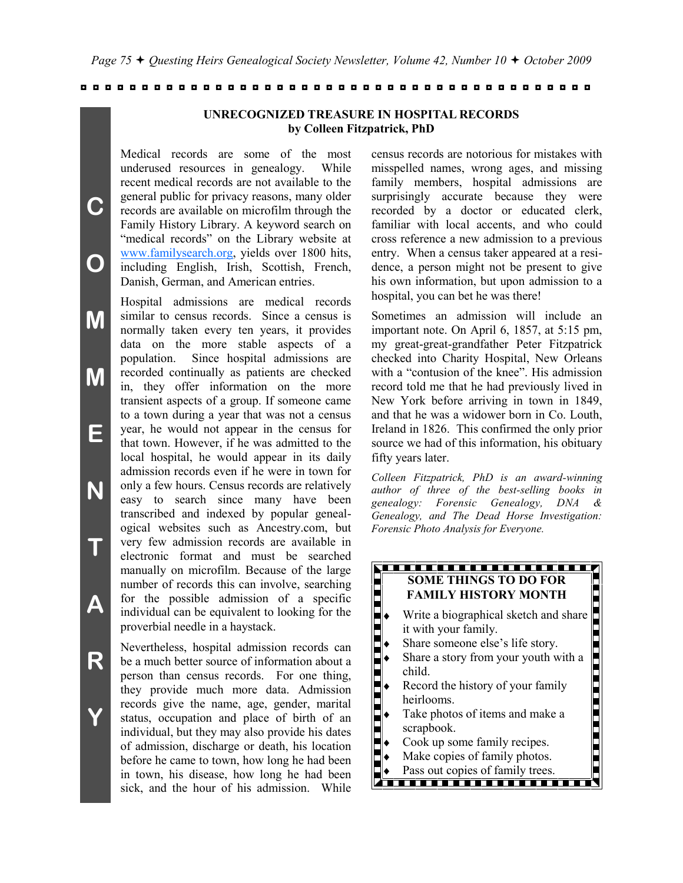## UNRECOGNIZED TREASURE IN HOSPITAL RECORDS
**by Colleen Fitzpatrick, PhD**

Medical records are some of the most underused resources in genealogy. While recent medical records are not available to the general public for privacy reasons, many older records are available on microfilm through the Family History Library. A keyword search on "medical records" on the Library website at www.familysearch.org, yields over 1800 hits, including English, Irish, Scottish, French, Danish, German, and American entries.

Hospital admissions are medical records similar to census records. Since a census is normally taken every ten years, it provides data on the more stable aspects of a population. Since hospital admissions are recorded continually as patients are checked in, they offer information on the more transient aspects of a group. If someone came to a town during a year that was not a census year, he would not appear in the census for that town. However, if he was admitted to the local hospital, he would appear in its daily admission records even if he were in town for only a few hours. Census records are relatively easy to search since many have been transcribed and indexed by popular genealogical websites such as Ancestry.com, but very few admission records are available in electronic format and must be searched manually on microfilm. Because of the large number of records this can involve, searching for the possible admission of a specific individual can be equivalent to looking for the proverbial needle in a haystack.

Nevertheless, hospital admission records can be a much better source of information about a person than census records. For one thing, they provide much more data. Admission records give the name, age, gender, marital status, occupation and place of birth of an individual, but they may also provide his dates of admission, discharge or death, his location before he came to town, how long he had been in town, his disease, how long he had been sick, and the hour of his admission. While census records are notorious for mistakes with misspelled names, wrong ages, and missing family members, hospital admissions are surprisingly accurate because they were recorded by a doctor or educated clerk, familiar with local accents, and who could cross reference a new admission to a previous entry. When a census taker appeared at a residence, a person might not be present to give his own information, but upon admission to a hospital, you can bet he was there!

Sometimes an admission will include an important note. On April 6, 1857, at 5:15 pm, my great-great-grandfather Peter Fitzpatrick checked into Charity Hospital, New Orleans with a "contusion of the knee". His admission record told me that he had previously lived in New York before arriving in town in 1849, and that he was a widower born in Co. Louth, Ireland in 1826. This confirmed the only prior source we had of this information, his obituary fifty years later.

*Colleen Fitzpatrick, PhD is an award-winning author of three of the best-selling books in genealogy: Forensic Genealogy, DNA & Genealogy, and The Dead Horse Investigation: Forensic Photo Analysis for Everyone.*

### SOME THINGS TO DO FOR FAMILY HISTORY MONTH

- Write a biographical sketch and share it with your family.
- Share someone else's life story.
- Share a story from your youth with a child.
- Record the history of your family heirlooms.
- Take photos of items and make a scrapbook.
- Cook some family recipes.
- Make copies of family photos.
- Pass out copies of family trees.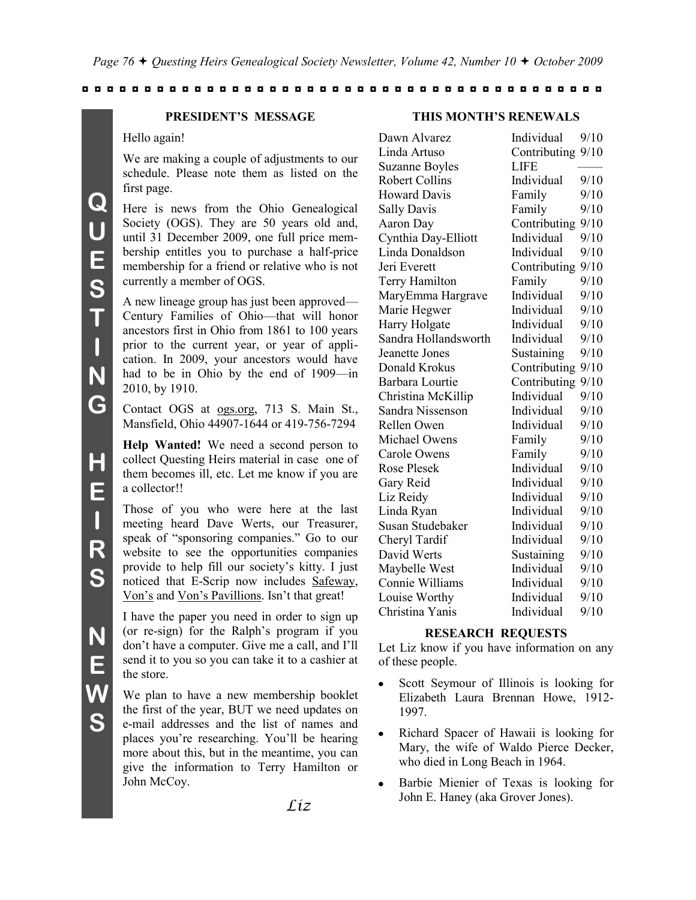## PRESIDENT'S MESSAGE

Hello again!

We are making a couple of adjustments to our schedule. Please note them as listed on the first page.

Here is news from the Ohio Genealogical Society (OGS). They are 50 years old and, until 31 December 2009, one full price membership entitles you to purchase a half-price membership for a friend or relative who is not currently a member of OGS.

A new lineage group has just been approved—Century Families of Ohio—that will honor ancestors first in Ohio from 1861 to 100 years prior to the current year, or year of application. In 2009, your ancestors would have had to be in Ohio by the end of 1909—in 2010, by 1910.

Contact OGS at ogs.org, 713 S. Main St., Mansfield, Ohio 44907-1644 or 419-756-7294

**Help Wanted!** We need a second person to collect Questing Heirs material in case one of them becomes ill, etc. Let me know if you are a collector!!

Those of you who were here at the last meeting heard Dave Werts, our Treasurer, speak of "sponsoring companies." Go to our website to see the opportunities companies provide to help fill our society's kitty. I just noticed that E-Scrip now includes Safeway, Von's and Von's Pavillions. Isn't that great!

I have the paper you need in order to sign up (or re-sign) for the Ralph's program if you don't have a computer. Give me a call, and I'll send it to you so you can take it to a cashier at the store.

We plan to have a new membership booklet the first of the year, BUT we need updates on e-mail addresses and the list of names and places you're researching. You'll be hearing more about this, but in the meantime, you can give the information to Terry Hamilton or John McCoy.

*Liz*

## THIS MONTH'S RENEWALS

| Name | Type | Expires |
|---|---|---|
| Dawn Alvarez | Individual | 9/10 |
| Linda Artuso | Contributing | 9/10 |
| Suzanne Boyles | LIFE | —— |
| Robert Collins | Individual | 9/10 |
| Howard Davis | Family | 9/10 |
| Sally Davis | Family | 9/10 |
| Aaron Day | Contributing | 9/10 |
| Cynthia Day-Elliott | Individual | 9/10 |
| Linda Donaldson | Individual | 9/10 |
| Jeri Everett | Contributing | 9/10 |
| Terry Hamilton | Family | 9/10 |
| MaryEmma Hargrave | Individual | 9/10 |
| Marie Hegwer | Individual | 9/10 |
| Harry Holgate | Individual | 9/10 |
| Sandra Hollandsworth | Individual | 9/10 |
| Jeanette Jones | Sustaining | 9/10 |
| Donald Krokus | Contributing | 9/10 |
| Barbara Lourtie | Contributing | 9/10 |
| Christina McKillip | Individual | 9/10 |
| Sandra Nissenson | Individual | 9/10 |
| Rellen Owen | Individual | 9/10 |
| Michael Owens | Family | 9/10 |
| Carole Owens | Family | 9/10 |
| Rose Plesek | Individual | 9/10 |
| Gary Reid | Individual | 9/10 |
| Liz Reidy | Individual | 9/10 |
| Linda Ryan | Individual | 9/10 |
| Susan Studebaker | Individual | 9/10 |
| Cheryl Tardif | Individual | 9/10 |
| David Werts | Sustaining | 9/10 |
| Maybelle West | Individual | 9/10 |
| Connie Williams | Individual | 9/10 |
| Louise Worthy | Individual | 9/10 |
| Christina Yanis | Individual | 9/10 |

## RESEARCH REQUESTS

Let Liz know if you have information on any of these people.

- Scott Seymour of Illinois is looking for Elizabeth Laura Brennan Howe, 1912-1997.
- Richard Spacer of Hawaii is looking for Mary, the wife of Waldo Pierce Decker, who died in Long Beach in 1964.
- Barbie Mienier of Texas is looking for John E. Haney (aka Grover Jones).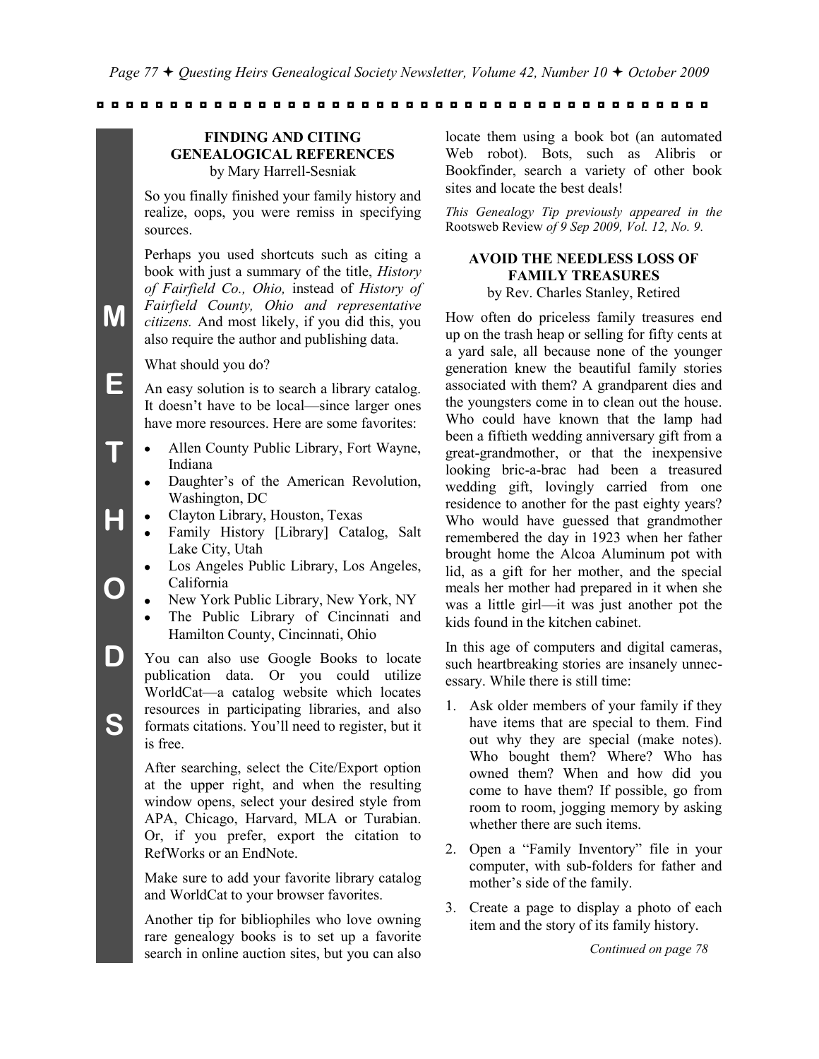## FINDING AND CITING GENEALOGICAL REFERENCES

by Mary Harrell-Sesniak

So you finally finished your family history and realize, oops, you were remiss in specifying sources.

Perhaps you used shortcuts such as citing a book with just a summary of the title, *History of Fairfield Co., Ohio,* instead of *History of Fairfield County, Ohio and representative citizens.* And most likely, if you did this, you also require the author and publishing data.

What should you do?

An easy solution is to search a library catalog. It doesn't have to be local—since larger ones have more resources. Here are some favorites:

- Allen County Public Library, Fort Wayne, Indiana
- Daughter's of the American Revolution, Washington, DC
- Clayton Library, Houston, Texas
- Family History [Library] Catalog, Salt Lake City, Utah
- Los Angeles Public Library, Los Angeles, California
- New York Public Library, New York, NY
- The Public Library of Cincinnati and Hamilton County, Cincinnati, Ohio

You can also use Google Books to locate publication data. Or you could utilize WorldCat—a catalog website which locates resources in participating libraries, and also formats citations. You'll need to register, but it is free.

After searching, select the Cite/Export option at the upper right, and when the resulting window opens, select your desired style from APA, Chicago, Harvard, MLA or Turabian. Or, if you prefer, export the citation to RefWorks or an EndNote.

Make sure to add your favorite library catalog and WorldCat to your browser favorites.

Another tip for bibliophiles who love owning rare genealogy books is to set up a favorite search in online auction sites, but you can also locate them using a book bot (an automated Web robot). Bots, such as Alibris or Bookfinder, search a variety of other book sites and locate the best deals!

*This Genealogy Tip previously appeared in the* Rootsweb Review *of 9 Sep 2009, Vol. 12, No. 9.*

## AVOID THE NEEDLESS LOSS OF FAMILY TREASURES

by Rev. Charles Stanley, Retired

How often do priceless family treasures end up on the trash heap or selling for fifty cents at a yard sale, all because none of the younger generation knew the beautiful family stories associated with them? A grandparent dies and the youngsters come in to clean out the house. Who could have known that the lamp had been a fiftieth wedding anniversary gift from a great-grandmother, or that the inexpensive looking bric-a-brac had been a treasured wedding gift, lovingly carried from one residence to another for the past eighty years? Who would have guessed that grandmother remembered the day in 1923 when her father brought home the Alcoa Aluminum pot with lid, as a gift for her mother, and the special meals her mother had prepared in it when she was a little girl—it was just another pot the kids found in the kitchen cabinet.

In this age of computers and digital cameras, such heartbreaking stories are insanely unnecessary. While there is still time:

1. Ask older members of your family if they have items that are special to them. Find out why they are special (make notes). Who bought them? Where? Who has owned them? When and how did you come to have them? If possible, go from room to room, jogging memory by asking whether there are such items.
2. Open a "Family Inventory" file in your computer, with sub-folders for father and mother's side of the family.
3. Create a page to display a photo of each item and the story of its family history.

*Continued on page 78*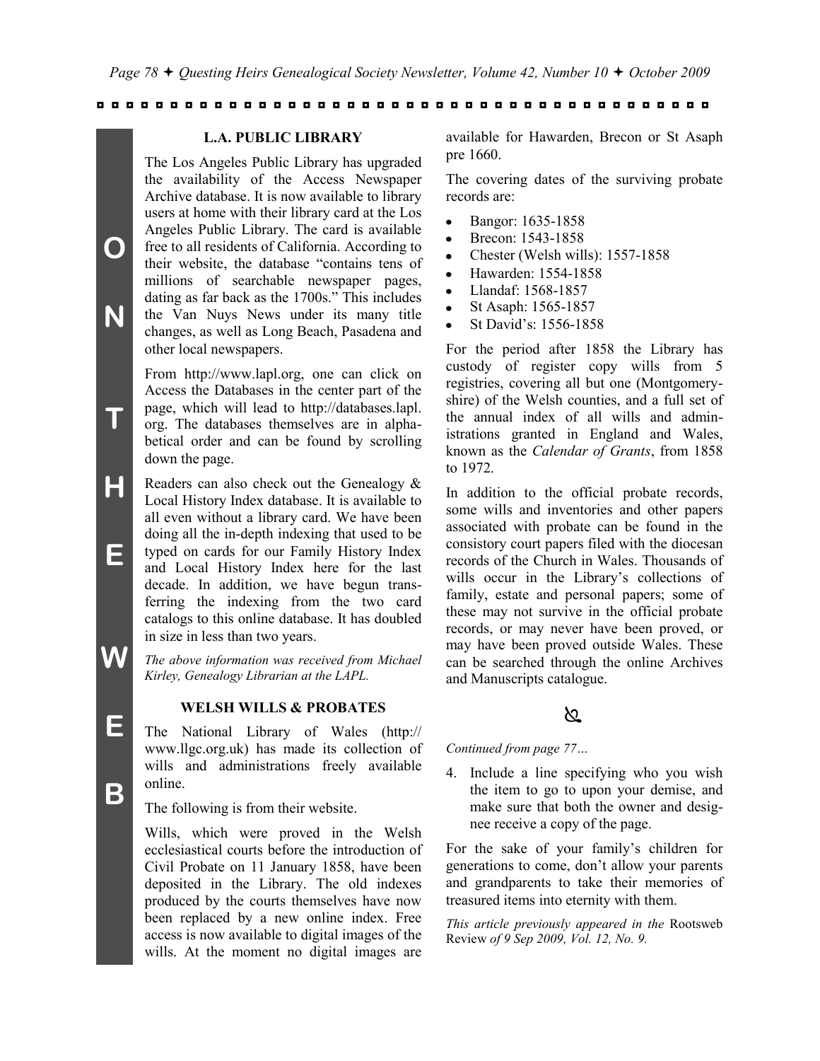ON THE WEB

### L.A. PUBLIC LIBRARY

The Los Angeles Public Library has upgraded the availability of the Access Newspaper Archive database. It is now available to library users at home with their library card at the Los Angeles Public Library. The card is available free to all residents of California. According to their website, the database "contains tens of millions of searchable newspaper pages, dating as far back as the 1700s." This includes the Van Nuys News under its many title changes, as well as Long Beach, Pasadena and other local newspapers.

From http://www.lapl.org, one can click on Access the Databases in the center part of the page, which will lead to http://databases.lapl.org. The databases themselves are in alphabetical order and can be found by scrolling down the page.

Readers can also check out the Genealogy & Local History Index database. It is available to all even without a library card. We have been doing all the in-depth indexing that used to be typed on cards for our Family History Index and Local History Index here for the last decade. In addition, we have begun transferring the indexing from the two card catalogs to this online database. It has doubled in size in less than two years.

*The above information was received from Michael Kirley, Genealogy Librarian at the LAPL.*

### WELSH WILLS & PROBATES

The National Library of Wales (http://www.llgc.org.uk) has made its collection of wills and administrations freely available online.

The following is from their website.

Wills, which were proved in the Welsh ecclesiastical courts before the introduction of Civil Probate on 11 January 1858, have been deposited in the Library. The old indexes produced by the courts themselves have now been replaced by a new online index. Free access is now available to digital images of the wills. At the moment no digital images are available for Hawarden, Brecon or St Asaph pre 1660.

The covering dates of the surviving probate records are:

- Bangor: 1635-1858
- Brecon: 1543-1858
- Chester (Welsh wills): 1557-1858
- Hawarden: 1554-1858
- Llandaf: 1568-1857
- St Asaph: 1565-1857
- St David's: 1556-1858

For the period after 1858 the Library has custody of register copy wills from 5 registries, covering all but one (Montgomeryshire) of the Welsh counties, and a full set of the annual index of all wills and administrations granted in England and Wales, known as the *Calendar of Grants*, from 1858 to 1972.

In addition to the official probate records, some wills and inventories and other papers associated with probate can be found in the consistory court papers filed with the diocesan records of the Church in Wales. Thousands of wills occur in the Library's collections of family, estate and personal papers; some of these may not survive in the official probate records, or may never have been proved, or may have been proved outside Wales. These can be searched through the online Archives and Manuscripts catalogue.

*Continued from page 77…*

4. Include a line specifying who you wish the item to go to upon your demise, and make sure that both the owner and designee receive a copy of the page.

For the sake of your family's children for generations to come, don't allow your parents and grandparents to take their memories of treasured items into eternity with them.

*This article previously appeared in the* Rootsweb Review *of 9 Sep 2009, Vol. 12, No. 9.*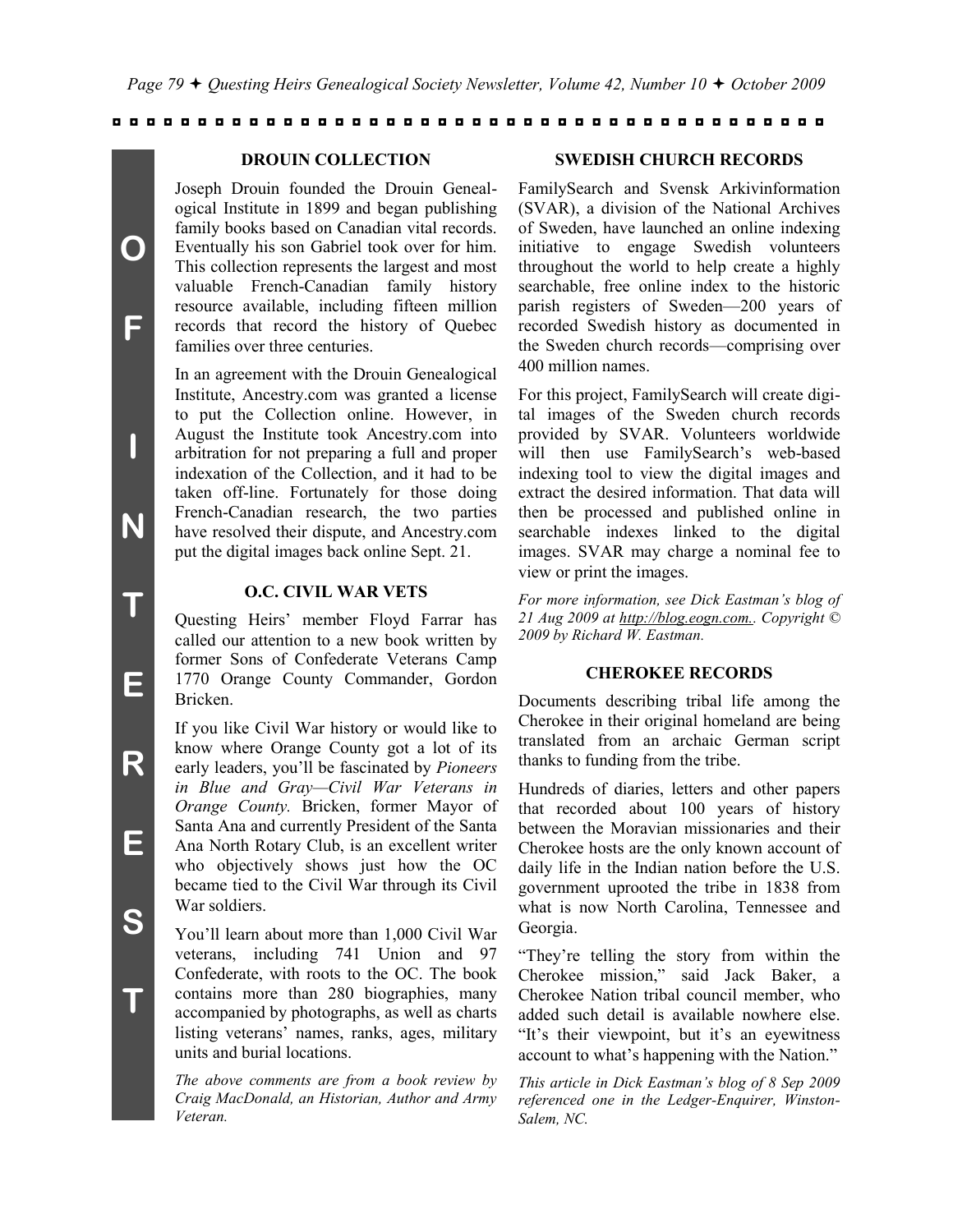## DROUIN COLLECTION

Joseph Drouin founded the Drouin Genealogical Institute in 1899 and began publishing family books based on Canadian vital records. Eventually his son Gabriel took over for him. This collection represents the largest and most valuable French-Canadian family history resource available, including fifteen million records that record the history of Quebec families over three centuries.

In an agreement with the Drouin Genealogical Institute, Ancestry.com was granted a license to put the Collection online. However, in August the Institute took Ancestry.com into arbitration for not preparing a full and proper indexation of the Collection, and it had to be taken off-line. Fortunately for those doing French-Canadian research, the two parties have resolved their dispute, and Ancestry.com put the digital images back online Sept. 21.

## O.C. CIVIL WAR VETS

Questing Heirs' member Floyd Farrar has called our attention to a new book written by former Sons of Confederate Veterans Camp 1770 Orange County Commander, Gordon Bricken.

If you like Civil War history or would like to know where Orange County got a lot of its early leaders, you'll be fascinated by *Pioneers in Blue and Gray—Civil War Veterans in Orange County.* Bricken, former Mayor of Santa Ana and currently President of the Santa Ana North Rotary Club, is an excellent writer who objectively shows just how the OC became tied to the Civil War through its Civil War soldiers.

You'll learn about more than 1,000 Civil War veterans, including 741 Union and 97 Confederate, with roots to the OC. The book contains more than 280 biographies, many accompanied by photographs, as well as charts listing veterans' names, ranks, ages, military units and burial locations.

*The above comments are from a book review by Craig MacDonald, an Historian, Author and Army Veteran.*

## SWEDISH CHURCH RECORDS

FamilySearch and Svensk Arkivinformation (SVAR), a division of the National Archives of Sweden, have launched an online indexing initiative to engage Swedish volunteers throughout the world to help create a highly searchable, free online index to the historic parish registers of Sweden—200 years of recorded Swedish history as documented in the Sweden church records—comprising over 400 million names.

For this project, FamilySearch will create digital images of the Sweden church records provided by SVAR. Volunteers worldwide will then use FamilySearch's web-based indexing tool to view the digital images and extract the desired information. That data will then be processed and published online in searchable indexes linked to the digital images. SVAR may charge a nominal fee to view or print the images.

*For more information, see Dick Eastman's blog of 21 Aug 2009 at http://blog.eogn.com.. Copyright © 2009 by Richard W. Eastman.*

## CHEROKEE RECORDS

Documents describing tribal life among the Cherokee in their original homeland are being translated from an archaic German script thanks to funding from the tribe.

Hundreds of diaries, letters and other papers that recorded about 100 years of history between the Moravian missionaries and their Cherokee hosts are the only known account of daily life in the Indian nation before the U.S. government uprooted the tribe in 1838 from what is now North Carolina, Tennessee and Georgia.

"They're telling the story from within the Cherokee mission," said Jack Baker, a Cherokee Nation tribal council member, who added such detail is available nowhere else. "It's their viewpoint, but it's an eyewitness account to what's happening with the Nation."

*This article in Dick Eastman's blog of 8 Sep 2009 referenced one in the Ledger-Enquirer, Winston-Salem, NC.*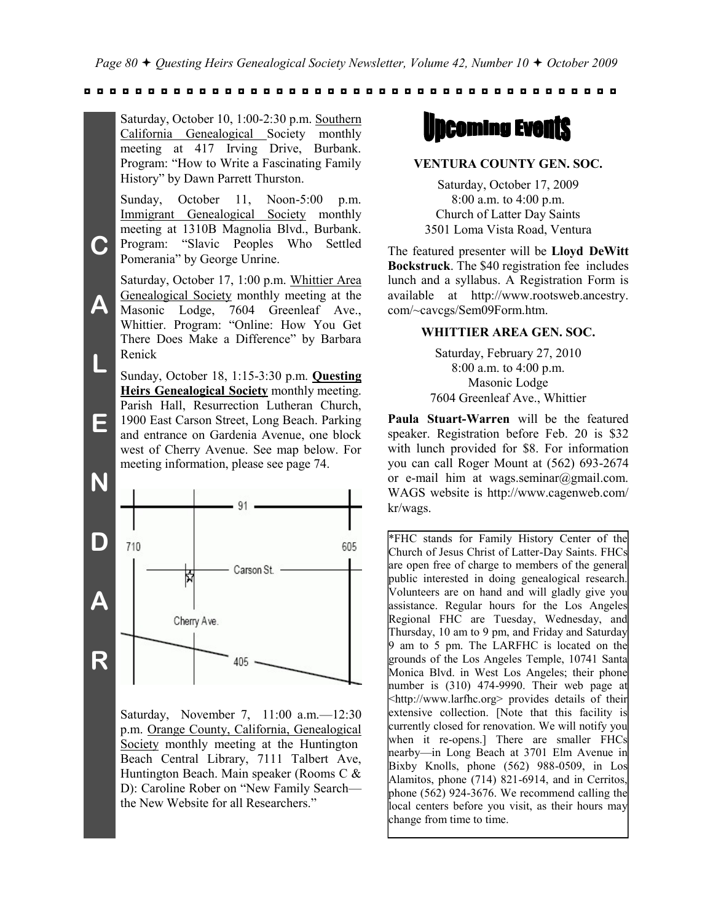# CALENDAR

Saturday, October 10, 1:00-2:30 p.m. Southern California Genealogical Society monthly meeting at 417 Irving Drive, Burbank. Program: "How to Write a Fascinating Family History" by Dawn Parrett Thurston.

Sunday, October 11, Noon-5:00 p.m. Immigrant Genealogical Society monthly meeting at 1310B Magnolia Blvd., Burbank. Program: "Slavic Peoples Who Settled Pomerania" by George Unrine.

Saturday, October 17, 1:00 p.m. Whittier Area Genealogical Society monthly meeting at the Masonic Lodge, 7604 Greenleaf Ave., Whittier. Program: "Online: How You Get There Does Make a Difference" by Barbara Renick

Sunday, October 18, 1:15-3:30 p.m. **Questing Heirs Genealogical Society** monthly meeting. Parish Hall, Resurrection Lutheran Church, 1900 East Carson Street, Long Beach. Parking and entrance on Gardenia Avenue, one block west of Cherry Avenue. See map below. For meeting information, please see page 74.

91
710
605
Carson St.
Cherry Ave.
405

Saturday, November 7, 11:00 a.m.—12:30 p.m. Orange County, California, Genealogical Society monthly meeting at the Huntington Beach Central Library, 7111 Talbert Ave, Huntington Beach. Main speaker (Rooms C & D): Caroline Rober on "New Family Search—the New Website for all Researchers."

# Upcoming Events

### VENTURA COUNTY GEN. SOC.

Saturday, October 17, 2009
8:00 a.m. to 4:00 p.m.
Church of Latter Day Saints
3501 Loma Vista Road, Ventura

The featured presenter will be **Lloyd DeWitt Bockstruck**. The $40 registration fee includes lunch and a syllabus. A Registration Form is available at http://www.rootsweb.ancestry.com/~cavcgs/Sem09Form.htm.

### WHITTIER AREA GEN. SOC.

Saturday, February 27, 2010
8:00 a.m. to 4:00 p.m.
Masonic Lodge
7604 Greenleaf Ave., Whittier

**Paula Stuart-Warren** will be the featured speaker. Registration before Feb. 20 is $32 with lunch provided for $8. For information you can call Roger Mount at (562) 693-2674 or e-mail him at wags.seminar@gmail.com. WAGS website is http://www.cagenweb.com/kr/wags.

*FHC stands for Family History Center of the Church of Jesus Christ of Latter-Day Saints. FHCs are open free of charge to members of the general public interested in doing genealogical research. Volunteers are on hand and will gladly give you assistance. Regular hours for the Los Angeles Regional FHC are Tuesday, Wednesday, and Thursday, 10 am to 9 pm, and Friday and Saturday 9 am to 5 pm. The LARFHC is located on the grounds of the Los Angeles Temple, 10741 Santa Monica Blvd. in West Los Angeles; their phone number is (310) 474-9990. Their web page at <http://www.larfhc.org> provides details of their extensive collection. [Note that this facility is currently closed for renovation. We will notify you when it re-opens.] There are smaller FHCs nearby—in Long Beach at 3701 Elm Avenue in Bixby Knolls, phone (562) 988-0509, in Los Alamitos, phone (714) 821-6914, and in Cerritos, phone (562) 924-3676. We recommend calling the local centers before you visit, as their hours may change from time to time.